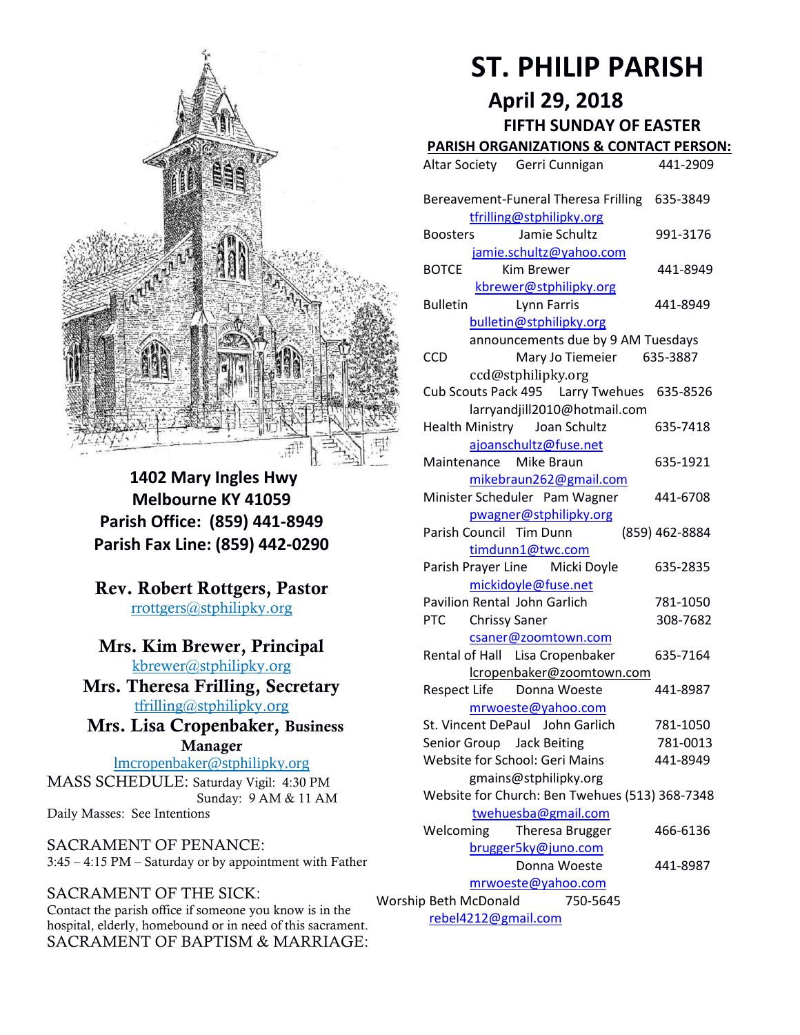# ST. PHILIP PARISH

## April 29, 2018

### FIFTH SUNDAY OF EASTER

**1402 Mary Ingles Hwy**
**Melbourne KY 41059**
**Parish Office: (859) 441-8949**
**Parish Fax Line: (859) 442-0290**

**Rev. Robert Rottgers, Pastor**
rrottgers@stphilipky.org

**Mrs. Kim Brewer, Principal**
kbrewer@stphilipky.org

**Mrs. Theresa Frilling, Secretary**
tfrilling@stphilipky.org

**Mrs. Lisa Cropenbaker, Business Manager**
lmcropenbaker@stphilipky.org

MASS SCHEDULE: Saturday Vigil: 4:30 PM
Sunday: 9 AM & 11 AM
Daily Masses: See Intentions

SACRAMENT OF PENANCE:
3:45 – 4:15 PM – Saturday or by appointment with Father

SACRAMENT OF THE SICK:
Contact the parish office if someone you know is in the hospital, elderly, homebound or in need of this sacrament.

SACRAMENT OF BAPTISM & MARRIAGE:

**PARISH ORGANIZATIONS & CONTACT PERSON:**

Altar Society — Gerri Cunnigan — 441-2909

Bereavement-Funeral — Theresa Frilling — 635-3849
tfrilling@stphilipky.org

Boosters — Jamie Schultz — 991-3176
jamie.schultz@yahoo.com

BOTCE — Kim Brewer — 441-8949
kbrewer@stphilipky.org

Bulletin — Lynn Farris — 441-8949
bulletin@stphilipky.org
announcements due by 9 AM Tuesdays

CCD — Mary Jo Tiemeier — 635-3887
ccd@stphilipky.org

Cub Scouts Pack 495 — Larry Twehues — 635-8526
larryandjill2010@hotmail.com

Health Ministry — Joan Schultz — 635-7418
ajoanschultz@fuse.net

Maintenance — Mike Braun — 635-1921
mikebraun262@gmail.com

Minister Scheduler — Pam Wagner — 441-6708
pwagner@stphilipky.org

Parish Council — Tim Dunn — (859) 462-8884
timdunn1@twc.com

Parish Prayer Line — Micki Doyle — 635-2835
mickidoyle@fuse.net

Pavilion Rental — John Garlich — 781-1050

PTC — Chrissy Saner — 308-7682
csaner@zoomtown.com

Rental of Hall — Lisa Cropenbaker — 635-7164
lcropenbaker@zoomtown.com

Respect Life — Donna Woeste — 441-8987
mrwoeste@yahoo.com

St. Vincent DePaul — John Garlich — 781-1050

Senior Group — Jack Beiting — 781-0013

Website for School: Geri Mains — 441-8949
gmains@stphilipky.org

Website for Church: Ben Twehues — (513) 368-7348
twehuesba@gmail.com

Welcoming — Theresa Brugger — 466-6136
brugger5ky@juno.com
Donna Woeste — 441-8987
mrwoeste@yahoo.com

Worship — Beth McDonald — 750-5645
rebel4212@gmail.com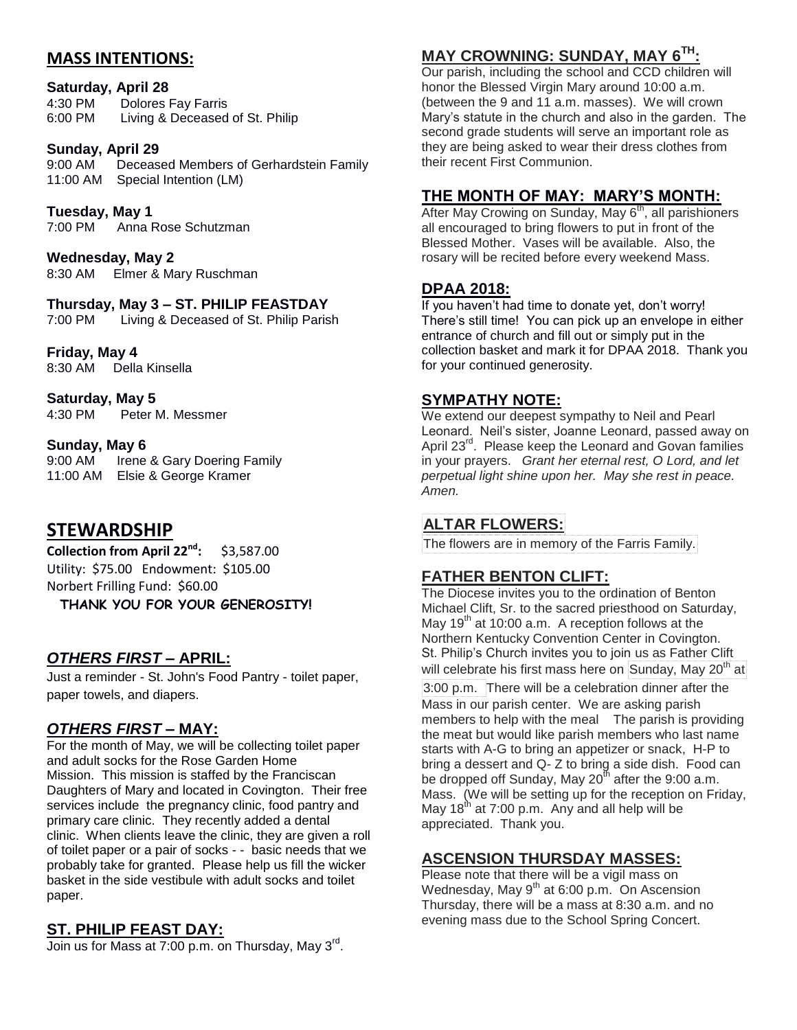## MASS INTENTIONS:

**Saturday, April 28**
4:30 PM Dolores Fay Farris
6:00 PM Living & Deceased of St. Philip

**Sunday, April 29**
9:00 AM Deceased Members of Gerhardstein Family
11:00 AM Special Intention (LM)

**Tuesday, May 1**
7:00 PM Anna Rose Schutzman

**Wednesday, May 2**
8:30 AM Elmer & Mary Ruschman

**Thursday, May 3 – ST. PHILIP FEASTDAY**
7:00 PM Living & Deceased of St. Philip Parish

**Friday, May 4**
8:30 AM Della Kinsella

**Saturday, May 5**
4:30 PM Peter M. Messmer

**Sunday, May 6**
9:00 AM Irene & Gary Doering Family
11:00 AM Elsie & George Kramer

## STEWARDSHIP

**Collection from April 22nd:** $3,587.00
Utility: $75.00 Endowment: $105.00
Norbert Frilling Fund: $60.00

**THANK YOU FOR YOUR GENEROSITY!**

## *OTHERS FIRST* – APRIL:

Just a reminder - St. John's Food Pantry - toilet paper, paper towels, and diapers.

## *OTHERS FIRST* – MAY:

For the month of May, we will be collecting toilet paper and adult socks for the Rose Garden Home Mission. This mission is staffed by the Franciscan Daughters of Mary and located in Covington. Their free services include the pregnancy clinic, food pantry and primary care clinic. They recently added a dental clinic. When clients leave the clinic, they are given a roll of toilet paper or a pair of socks - - basic needs that we probably take for granted. Please help us fill the wicker basket in the side vestibule with adult socks and toilet paper.

## ST. PHILIP FEAST DAY:

Join us for Mass at 7:00 p.m. on Thursday, May 3rd.

## MAY CROWNING: SUNDAY, MAY 6TH:

Our parish, including the school and CCD children will honor the Blessed Virgin Mary around 10:00 a.m. (between the 9 and 11 a.m. masses). We will crown Mary's statute in the church and also in the garden. The second grade students will serve an important role as they are being asked to wear their dress clothes from their recent First Communion.

## THE MONTH OF MAY: MARY'S MONTH:

After May Crowing on Sunday, May 6th, all parishioners all encouraged to bring flowers to put in front of the Blessed Mother. Vases will be available. Also, the rosary will be recited before every weekend Mass.

## DPAA 2018:

If you haven't had time to donate yet, don't worry! There's still time! You can pick up an envelope in either entrance of church and fill out or simply put in the collection basket and mark it for DPAA 2018. Thank you for your continued generosity.

## SYMPATHY NOTE:

We extend our deepest sympathy to Neil and Pearl Leonard. Neil's sister, Joanne Leonard, passed away on April 23rd. Please keep the Leonard and Govan families in your prayers. *Grant her eternal rest, O Lord, and let perpetual light shine upon her. May she rest in peace. Amen.*

## ALTAR FLOWERS:

The flowers are in memory of the Farris Family.

## FATHER BENTON CLIFT:

The Diocese invites you to the ordination of Benton Michael Clift, Sr. to the sacred priesthood on Saturday, May 19th at 10:00 a.m. A reception follows at the Northern Kentucky Convention Center in Covington. St. Philip's Church invites you to join us as Father Clift will celebrate his first mass here on Sunday, May 20th at 3:00 p.m. There will be a celebration dinner after the Mass in our parish center. We are asking parish members to help with the meal The parish is providing the meat but would like parish members who last name starts with A-G to bring an appetizer or snack, H-P to bring a dessert and Q- Z to bring a side dish. Food can be dropped off Sunday, May 20th after the 9:00 a.m. Mass. (We will be setting up for the reception on Friday, May 18th at 7:00 p.m. Any and all help will be appreciated. Thank you.

## ASCENSION THURSDAY MASSES:

Please note that there will be a vigil mass on Wednesday, May 9th at 6:00 p.m. On Ascension Thursday, there will be a mass at 8:30 a.m. and no evening mass due to the School Spring Concert.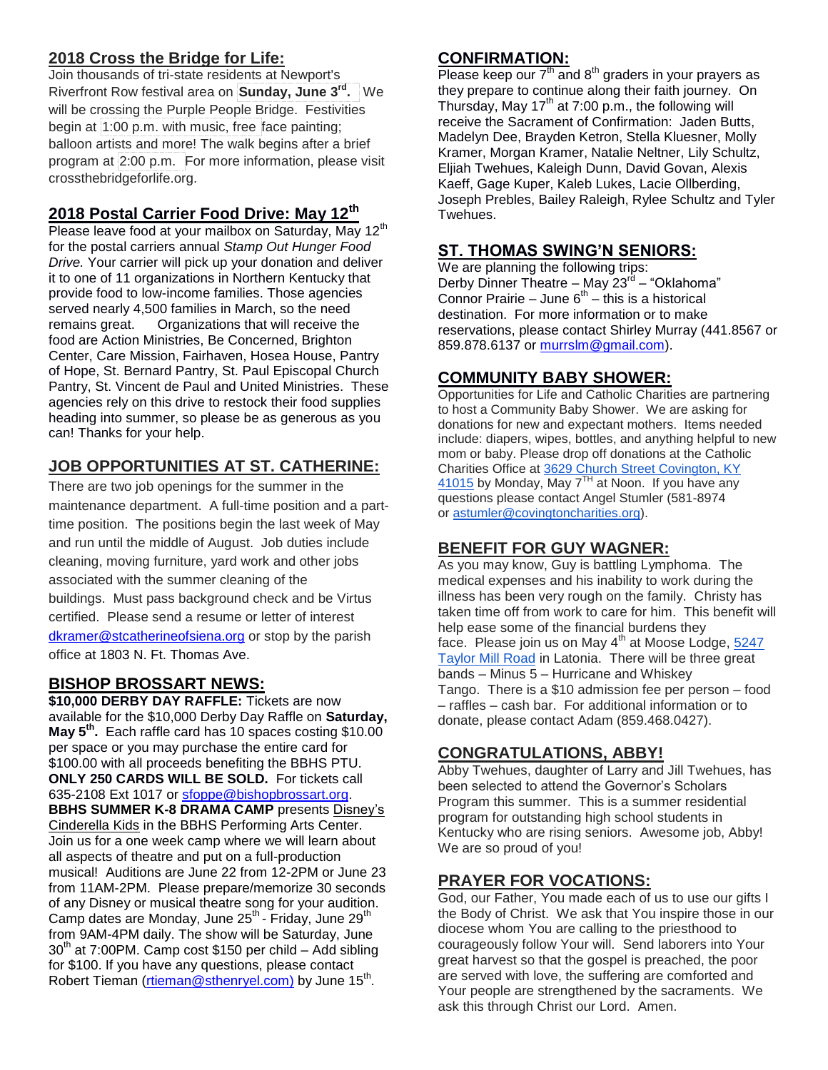## 2018 Cross the Bridge for Life:

Join thousands of tri-state residents at Newport's Riverfront Row festival area on **Sunday, June 3rd.** We will be crossing the Purple People Bridge. Festivities begin at 1:00 p.m. with music, free face painting; balloon artists and more! The walk begins after a brief program at 2:00 p.m. For more information, please visit crossthebridgeforlife.org.

## 2018 Postal Carrier Food Drive: May 12th

Please leave food at your mailbox on Saturday, May 12th for the postal carriers annual *Stamp Out Hunger Food Drive.* Your carrier will pick up your donation and deliver it to one of 11 organizations in Northern Kentucky that provide food to low-income families. Those agencies served nearly 4,500 families in March, so the need remains great. Organizations that will receive the food are Action Ministries, Be Concerned, Brighton Center, Care Mission, Fairhaven, Hosea House, Pantry of Hope, St. Bernard Pantry, St. Paul Episcopal Church Pantry, St. Vincent de Paul and United Ministries. These agencies rely on this drive to restock their food supplies heading into summer, so please be as generous as you can! Thanks for your help.

## JOB OPPORTUNITIES AT ST. CATHERINE:

There are two job openings for the summer in the maintenance department. A full-time position and a part-time position. The positions begin the last week of May and run until the middle of August. Job duties include cleaning, moving furniture, yard work and other jobs associated with the summer cleaning of the buildings. Must pass background check and be Virtus certified. Please send a resume or letter of interest dkramer@stcatherineofsiena.org or stop by the parish office at 1803 N. Ft. Thomas Ave.

## BISHOP BROSSART NEWS:

**$10,000 DERBY DAY RAFFLE:** Tickets are now available for the $10,000 Derby Day Raffle on **Saturday, May 5th.** Each raffle card has 10 spaces costing $10.00 per space or you may purchase the entire card for $100.00 with all proceeds benefiting the BBHS PTU. **ONLY 250 CARDS WILL BE SOLD.** For tickets call 635-2108 Ext 1017 or sfoppe@bishopbrossart.org.

**BBHS SUMMER K-8 DRAMA CAMP** presents Disney's Cinderella Kids in the BBHS Performing Arts Center. Join us for a one week camp where we will learn about all aspects of theatre and put on a full-production musical! Auditions are June 22 from 12-2PM or June 23 from 11AM-2PM. Please prepare/memorize 30 seconds of any Disney or musical theatre song for your audition. Camp dates are Monday, June 25th - Friday, June 29th from 9AM-4PM daily. The show will be Saturday, June 30th at 7:00PM. Camp cost $150 per child – Add sibling for $100. If you have any questions, please contact Robert Tieman (rtieman@sthenryel.com) by June 15th.

## CONFIRMATION:

Please keep our 7th and 8th graders in your prayers as they prepare to continue along their faith journey. On Thursday, May 17th at 7:00 p.m., the following will receive the Sacrament of Confirmation: Jaden Butts, Madelyn Dee, Brayden Ketron, Stella Kluesner, Molly Kramer, Morgan Kramer, Natalie Neltner, Lily Schultz, Eljiah Twehues, Kaleigh Dunn, David Govan, Alexis Kaeff, Gage Kuper, Kaleb Lukes, Lacie Ollberding, Joseph Prebles, Bailey Raleigh, Rylee Schultz and Tyler Twehues.

## ST. THOMAS SWING'N SENIORS:

We are planning the following trips:
Derby Dinner Theatre – May 23rd – "Oklahoma"
Connor Prairie – June 6th – this is a historical destination. For more information or to make reservations, please contact Shirley Murray (441.8567 or 859.878.6137 or murrslm@gmail.com).

## COMMUNITY BABY SHOWER:

Opportunities for Life and Catholic Charities are partnering to host a Community Baby Shower. We are asking for donations for new and expectant mothers. Items needed include: diapers, wipes, bottles, and anything helpful to new mom or baby. Please drop off donations at the Catholic Charities Office at 3629 Church Street Covington, KY 41015 by Monday, May 7TH at Noon. If you have any questions please contact Angel Stumler (581-8974 or astumler@covingtoncharities.org).

## BENEFIT FOR GUY WAGNER:

As you may know, Guy is battling Lymphoma. The medical expenses and his inability to work during the illness has been very rough on the family. Christy has taken time off from work to care for him. This benefit will help ease some of the financial burdens they face. Please join us on May 4th at Moose Lodge, 5247 Taylor Mill Road in Latonia. There will be three great bands – Minus 5 – Hurricane and Whiskey Tango. There is a $10 admission fee per person – food – raffles – cash bar. For additional information or to donate, please contact Adam (859.468.0427).

## CONGRATULATIONS, ABBY!

Abby Twehues, daughter of Larry and Jill Twehues, has been selected to attend the Governor's Scholars Program this summer. This is a summer residential program for outstanding high school students in Kentucky who are rising seniors. Awesome job, Abby! We are so proud of you!

## PRAYER FOR VOCATIONS:

God, our Father, You made each of us to use our gifts I the Body of Christ. We ask that You inspire those in our diocese whom You are calling to the priesthood to courageously follow Your will. Send laborers into Your great harvest so that the gospel is preached, the poor are served with love, the suffering are comforted and Your people are strengthened by the sacraments. We ask this through Christ our Lord. Amen.